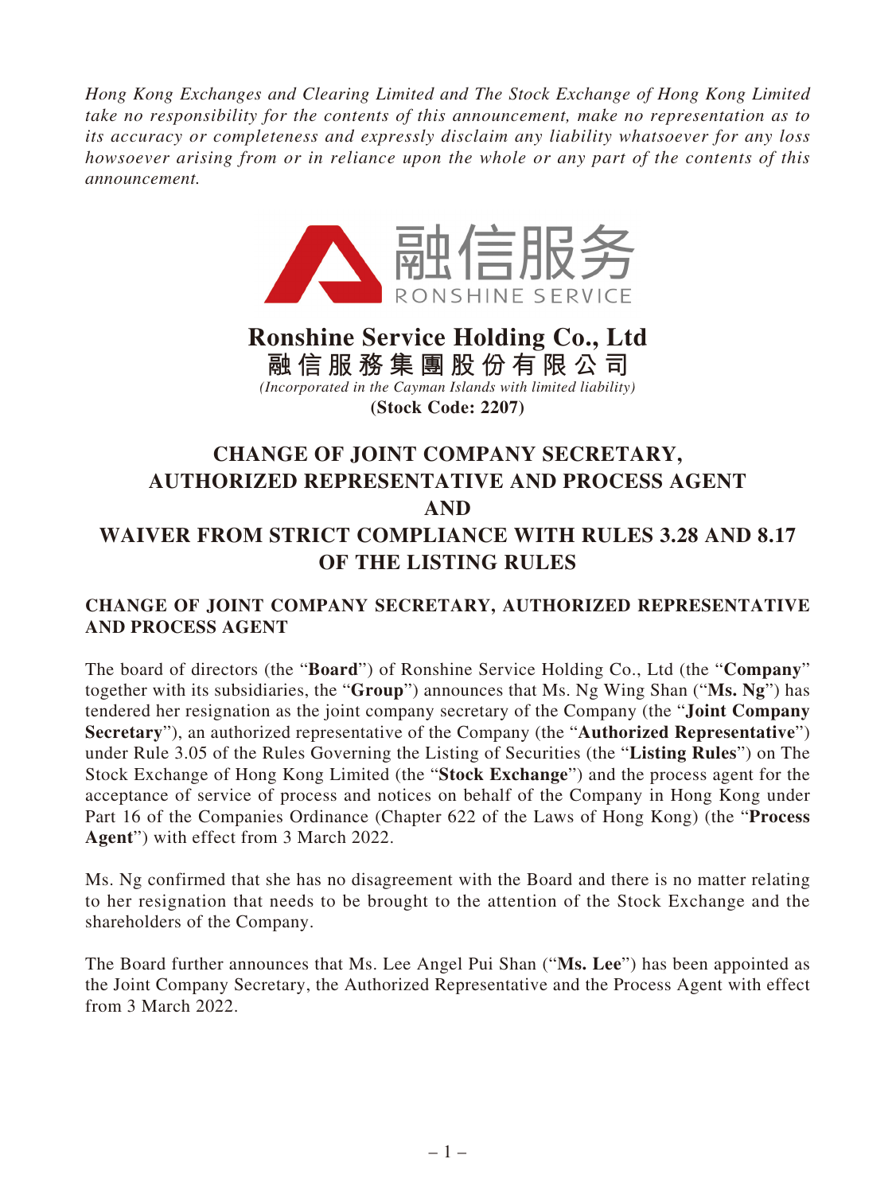*Hong Kong Exchanges and Clearing Limited and The Stock Exchange of Hong Kong Limited take no responsibility for the contents of this announcement, make no representation as to its accuracy or completeness and expressly disclaim any liability whatsoever for any loss howsoever arising from or in reliance upon the whole or any part of the contents of this announcement.*

融信服务
RONSHINE SERVICE

# Ronshine Service Holding Co., Ltd
# 融信服務集團股份有限公司

*(Incorporated in the Cayman Islands with limited liability)*

**(Stock Code: 2207)**

# CHANGE OF JOINT COMPANY SECRETARY, AUTHORIZED REPRESENTATIVE AND PROCESS AGENT AND WAIVER FROM STRICT COMPLIANCE WITH RULES 3.28 AND 8.17 OF THE LISTING RULES

## CHANGE OF JOINT COMPANY SECRETARY, AUTHORIZED REPRESENTATIVE AND PROCESS AGENT

The board of directors (the "**Board**") of Ronshine Service Holding Co., Ltd (the "**Company**" together with its subsidiaries, the "**Group**") announces that Ms. Ng Wing Shan ("**Ms. Ng**") has tendered her resignation as the joint company secretary of the Company (the "**Joint Company Secretary**"), an authorized representative of the Company (the "**Authorized Representative**") under Rule 3.05 of the Rules Governing the Listing of Securities (the "**Listing Rules**") on The Stock Exchange of Hong Kong Limited (the "**Stock Exchange**") and the process agent for the acceptance of service of process and notices on behalf of the Company in Hong Kong under Part 16 of the Companies Ordinance (Chapter 622 of the Laws of Hong Kong) (the "**Process Agent**") with effect from 3 March 2022.

Ms. Ng confirmed that she has no disagreement with the Board and there is no matter relating to her resignation that needs to be brought to the attention of the Stock Exchange and the shareholders of the Company.

The Board further announces that Ms. Lee Angel Pui Shan ("**Ms. Lee**") has been appointed as the Joint Company Secretary, the Authorized Representative and the Process Agent with effect from 3 March 2022.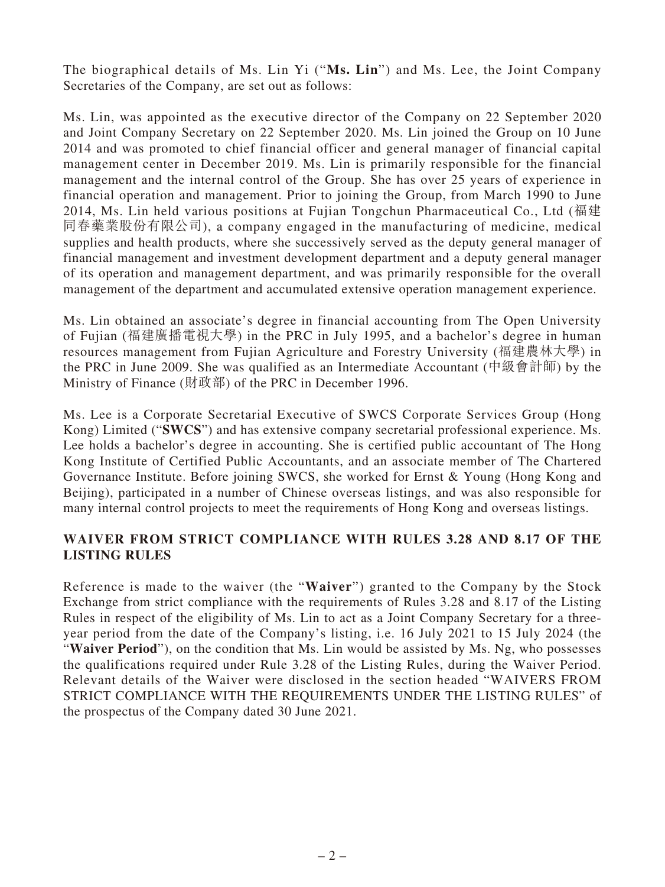The biographical details of Ms. Lin Yi ("**Ms. Lin**") and Ms. Lee, the Joint Company Secretaries of the Company, are set out as follows:

Ms. Lin, was appointed as the executive director of the Company on 22 September 2020 and Joint Company Secretary on 22 September 2020. Ms. Lin joined the Group on 10 June 2014 and was promoted to chief financial officer and general manager of financial capital management center in December 2019. Ms. Lin is primarily responsible for the financial management and the internal control of the Group. She has over 25 years of experience in financial operation and management. Prior to joining the Group, from March 1990 to June 2014, Ms. Lin held various positions at Fujian Tongchun Pharmaceutical Co., Ltd (福建同春藥業股份有限公司), a company engaged in the manufacturing of medicine, medical supplies and health products, where she successively served as the deputy general manager of financial management and investment development department and a deputy general manager of its operation and management department, and was primarily responsible for the overall management of the department and accumulated extensive operation management experience.

Ms. Lin obtained an associate's degree in financial accounting from The Open University of Fujian (福建廣播電視大學) in the PRC in July 1995, and a bachelor's degree in human resources management from Fujian Agriculture and Forestry University (福建農林大學) in the PRC in June 2009. She was qualified as an Intermediate Accountant (中級會計師) by the Ministry of Finance (財政部) of the PRC in December 1996.

Ms. Lee is a Corporate Secretarial Executive of SWCS Corporate Services Group (Hong Kong) Limited ("**SWCS**") and has extensive company secretarial professional experience. Ms. Lee holds a bachelor's degree in accounting. She is certified public accountant of The Hong Kong Institute of Certified Public Accountants, and an associate member of The Chartered Governance Institute. Before joining SWCS, she worked for Ernst & Young (Hong Kong and Beijing), participated in a number of Chinese overseas listings, and was also responsible for many internal control projects to meet the requirements of Hong Kong and overseas listings.

## WAIVER FROM STRICT COMPLIANCE WITH RULES 3.28 AND 8.17 OF THE LISTING RULES

Reference is made to the waiver (the "**Waiver**") granted to the Company by the Stock Exchange from strict compliance with the requirements of Rules 3.28 and 8.17 of the Listing Rules in respect of the eligibility of Ms. Lin to act as a Joint Company Secretary for a three-year period from the date of the Company's listing, i.e. 16 July 2021 to 15 July 2024 (the "**Waiver Period**"), on the condition that Ms. Lin would be assisted by Ms. Ng, who possesses the qualifications required under Rule 3.28 of the Listing Rules, during the Waiver Period. Relevant details of the Waiver were disclosed in the section headed "WAIVERS FROM STRICT COMPLIANCE WITH THE REQUIREMENTS UNDER THE LISTING RULES" of the prospectus of the Company dated 30 June 2021.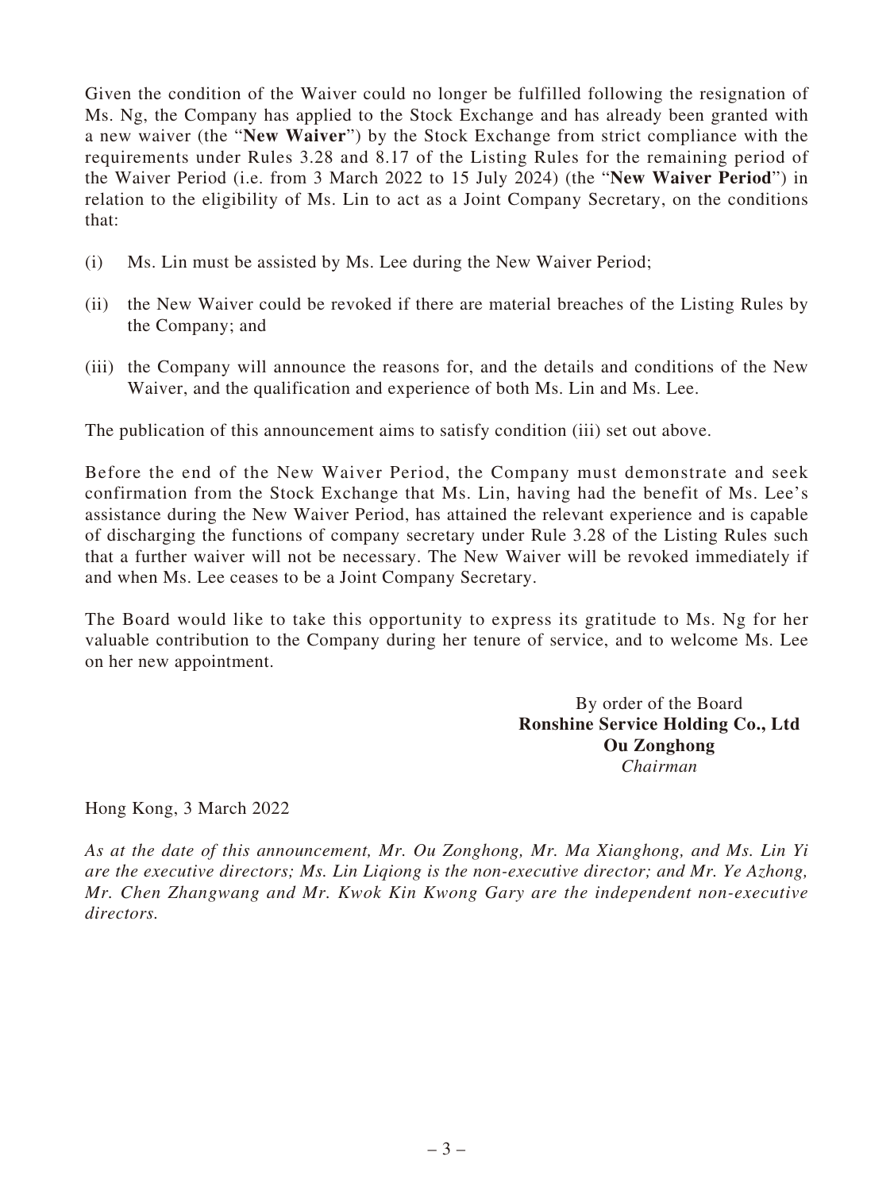Given the condition of the Waiver could no longer be fulfilled following the resignation of Ms. Ng, the Company has applied to the Stock Exchange and has already been granted with a new waiver (the "**New Waiver**") by the Stock Exchange from strict compliance with the requirements under Rules 3.28 and 8.17 of the Listing Rules for the remaining period of the Waiver Period (i.e. from 3 March 2022 to 15 July 2024) (the "**New Waiver Period**") in relation to the eligibility of Ms. Lin to act as a Joint Company Secretary, on the conditions that:

(i) Ms. Lin must be assisted by Ms. Lee during the New Waiver Period;

(ii) the New Waiver could be revoked if there are material breaches of the Listing Rules by the Company; and

(iii) the Company will announce the reasons for, and the details and conditions of the New Waiver, and the qualification and experience of both Ms. Lin and Ms. Lee.

The publication of this announcement aims to satisfy condition (iii) set out above.

Before the end of the New Waiver Period, the Company must demonstrate and seek confirmation from the Stock Exchange that Ms. Lin, having had the benefit of Ms. Lee's assistance during the New Waiver Period, has attained the relevant experience and is capable of discharging the functions of company secretary under Rule 3.28 of the Listing Rules such that a further waiver will not be necessary. The New Waiver will be revoked immediately if and when Ms. Lee ceases to be a Joint Company Secretary.

The Board would like to take this opportunity to express its gratitude to Ms. Ng for her valuable contribution to the Company during her tenure of service, and to welcome Ms. Lee on her new appointment.

By order of the Board
**Ronshine Service Holding Co., Ltd**
**Ou Zonghong**
*Chairman*

Hong Kong, 3 March 2022

*As at the date of this announcement, Mr. Ou Zonghong, Mr. Ma Xianghong, and Ms. Lin Yi are the executive directors; Ms. Lin Liqiong is the non-executive director; and Mr. Ye Azhong, Mr. Chen Zhangwang and Mr. Kwok Kin Kwong Gary are the independent non-executive directors.*